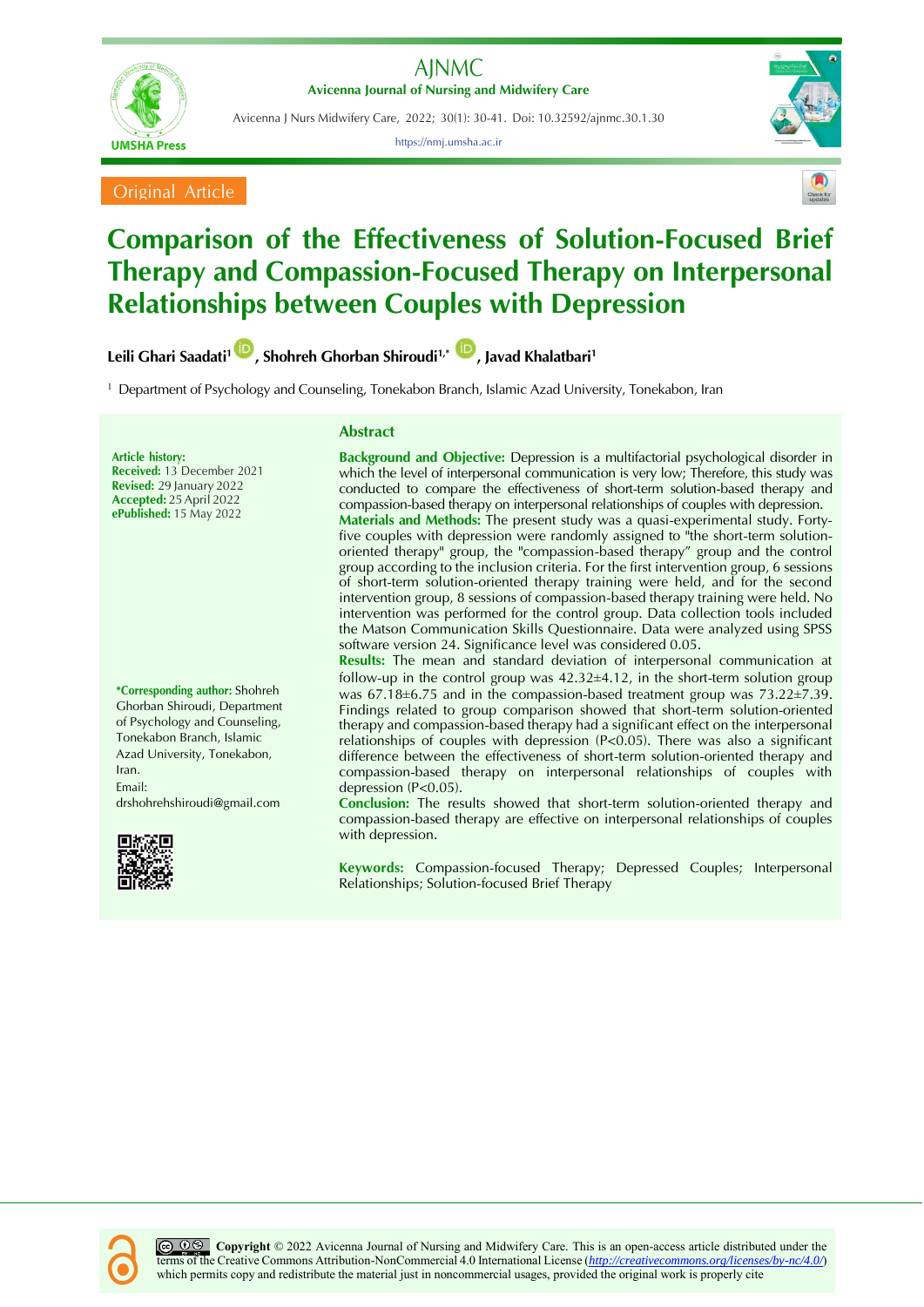Original Article

# Comparison of the Effectiveness of Solution-Focused Brief Therapy and Compassion-Focused Therapy on Interpersonal Relationships between Couples with Depression

**Leili Ghari Saadati[1], Shohreh Ghorban Shiroudi[1,*], Javad Khalatbari[1]**

[1] Department of Psychology and Counseling, Tonekabon Branch, Islamic Azad University, Tonekabon, Iran

**Article history:**
**Received:** 13 December 2021
**Revised:** 29 January 2022
**Accepted:** 25 April 2022
**ePublished:** 15 May 2022

**\*Corresponding author:** Shohreh Ghorban Shiroudi, Department of Psychology and Counseling, Tonekabon Branch, Islamic Azad University, Tonekabon, Iran.
Email: drshohrehshiroudi@gmail.com

## Abstract

**Background and Objective:** Depression is a multifactorial psychological disorder in which the level of interpersonal communication is very low; Therefore, this study was conducted to compare the effectiveness of short-term solution-based therapy and compassion-based therapy on interpersonal relationships of couples with depression.

**Materials and Methods:** The present study was a quasi-experimental study. Forty-five couples with depression were randomly assigned to "the short-term solution-oriented therapy" group, the "compassion-based therapy" group and the control group according to the inclusion criteria. For the first intervention group, 6 sessions of short-term solution-oriented therapy training were held, and for the second intervention group, 8 sessions of compassion-based therapy training were held. No intervention was performed for the control group. Data collection tools included the Matson Communication Skills Questionnaire. Data were analyzed using SPSS software version 24. Significance level was considered 0.05.

**Results:** The mean and standard deviation of interpersonal communication at follow-up in the control group was 42.32±4.12, in the short-term solution group was 67.18±6.75 and in the compassion-based treatment group was 73.22±7.39. Findings related to group comparison showed that short-term solution-oriented therapy and compassion-based therapy had a significant effect on the interpersonal relationships of couples with depression ($P<0.05$). There was also a significant difference between the effectiveness of short-term solution-oriented therapy and compassion-based therapy on interpersonal relationships of couples with depression ($P<0.05$).

**Conclusion:** The results showed that short-term solution-oriented therapy and compassion-based therapy are effective on interpersonal relationships of couples with depression.

**Keywords:** Compassion-focused Therapy; Depressed Couples; Interpersonal Relationships; Solution-focused Brief Therapy

**Copyright** © 2022 Avicenna Journal of Nursing and Midwifery Care. This is an open-access article distributed under the terms of the Creative Commons Attribution-NonCommercial 4.0 International License (http://creativecommons.org/licenses/by-nc/4.0/) which permits copy and redistribute the material just in noncommercial usages, provided the original work is properly cite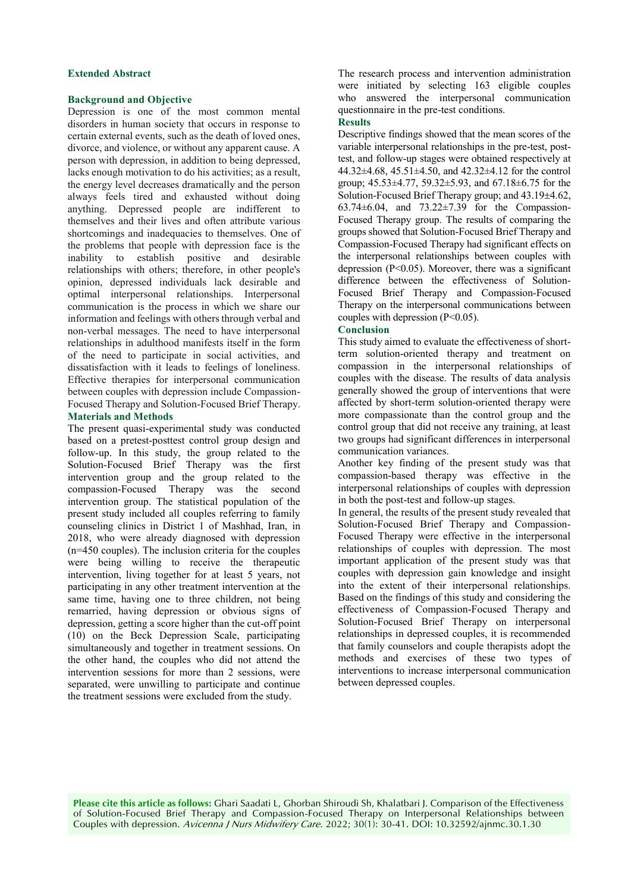## Extended Abstract

### Background and Objective

Depression is one of the most common mental disorders in human society that occurs in response to certain external events, such as the death of loved ones, divorce, and violence, or without any apparent cause. A person with depression, in addition to being depressed, lacks enough motivation to do his activities; as a result, the energy level decreases dramatically and the person always feels tired and exhausted without doing anything. Depressed people are indifferent to themselves and their lives and often attribute various shortcomings and inadequacies to themselves. One of the problems that people with depression face is the inability to establish positive and desirable relationships with others; therefore, in other people's opinion, depressed individuals lack desirable and optimal interpersonal relationships. Interpersonal communication is the process in which we share our information and feelings with others through verbal and non-verbal messages. The need to have interpersonal relationships in adulthood manifests itself in the form of the need to participate in social activities, and dissatisfaction with it leads to feelings of loneliness. Effective therapies for interpersonal communication between couples with depression include Compassion-Focused Therapy and Solution-Focused Brief Therapy.

### Materials and Methods

The present quasi-experimental study was conducted based on a pretest-posttest control group design and follow-up. In this study, the group related to the Solution-Focused Brief Therapy was the first intervention group and the group related to the compassion-Focused Therapy was the second intervention group. The statistical population of the present study included all couples referring to family counseling clinics in District 1 of Mashhad, Iran, in 2018, who were already diagnosed with depression (n=450 couples). The inclusion criteria for the couples were being willing to receive the therapeutic intervention, living together for at least 5 years, not participating in any other treatment intervention at the same time, having one to three children, not being remarried, having depression or obvious signs of depression, getting a score higher than the cut-off point (10) on the Beck Depression Scale, participating simultaneously and together in treatment sessions. On the other hand, the couples who did not attend the intervention sessions for more than 2 sessions, were separated, were unwilling to participate and continue the treatment sessions were excluded from the study.

The research process and intervention administration were initiated by selecting 163 eligible couples who answered the interpersonal communication questionnaire in the pre-test conditions.

### Results

Descriptive findings showed that the mean scores of the variable interpersonal relationships in the pre-test, post-test, and follow-up stages were obtained respectively at 44.32±4.68, 45.51±4.50, and 42.32±4.12 for the control group; 45.53±4.77, 59.32±5.93, and 67.18±6.75 for the Solution-Focused Brief Therapy group; and 43.19±4.62, 63.74±6.04, and 73.22±7.39 for the Compassion-Focused Therapy group. The results of comparing the groups showed that Solution-Focused Brief Therapy and Compassion-Focused Therapy had significant effects on the interpersonal relationships between couples with depression ($P<0.05$). Moreover, there was a significant difference between the effectiveness of Solution-Focused Brief Therapy and Compassion-Focused Therapy on the interpersonal communications between couples with depression ($P<0.05$).

### Conclusion

This study aimed to evaluate the effectiveness of short-term solution-oriented therapy and treatment on compassion in the interpersonal relationships of couples with the disease. The results of data analysis generally showed the group of interventions that were affected by short-term solution-oriented therapy were more compassionate than the control group and the control group that did not receive any training, at least two groups had significant differences in interpersonal communication variances.

Another key finding of the present study was that compassion-based therapy was effective in the interpersonal relationships of couples with depression in both the post-test and follow-up stages.

In general, the results of the present study revealed that Solution-Focused Brief Therapy and Compassion-Focused Therapy were effective in the interpersonal relationships of couples with depression. The most important application of the present study was that couples with depression gain knowledge and insight into the extent of their interpersonal relationships. Based on the findings of this study and considering the effectiveness of Compassion-Focused Therapy and Solution-Focused Brief Therapy on interpersonal relationships in depressed couples, it is recommended that family counselors and couple therapists adopt the methods and exercises of these two types of interventions to increase interpersonal communication between depressed couples.

**Please cite this article as follows:** Ghari Saadati L, Ghorban Shiroudi Sh, Khalatbari J. Comparison of the Effectiveness of Solution-Focused Brief Therapy and Compassion-Focused Therapy on Interpersonal Relationships between Couples with depression. *Avicenna J Nurs Midwifery Care*. 2022; 30(1): 30-41. DOI: 10.32592/ajnmc.30.1.30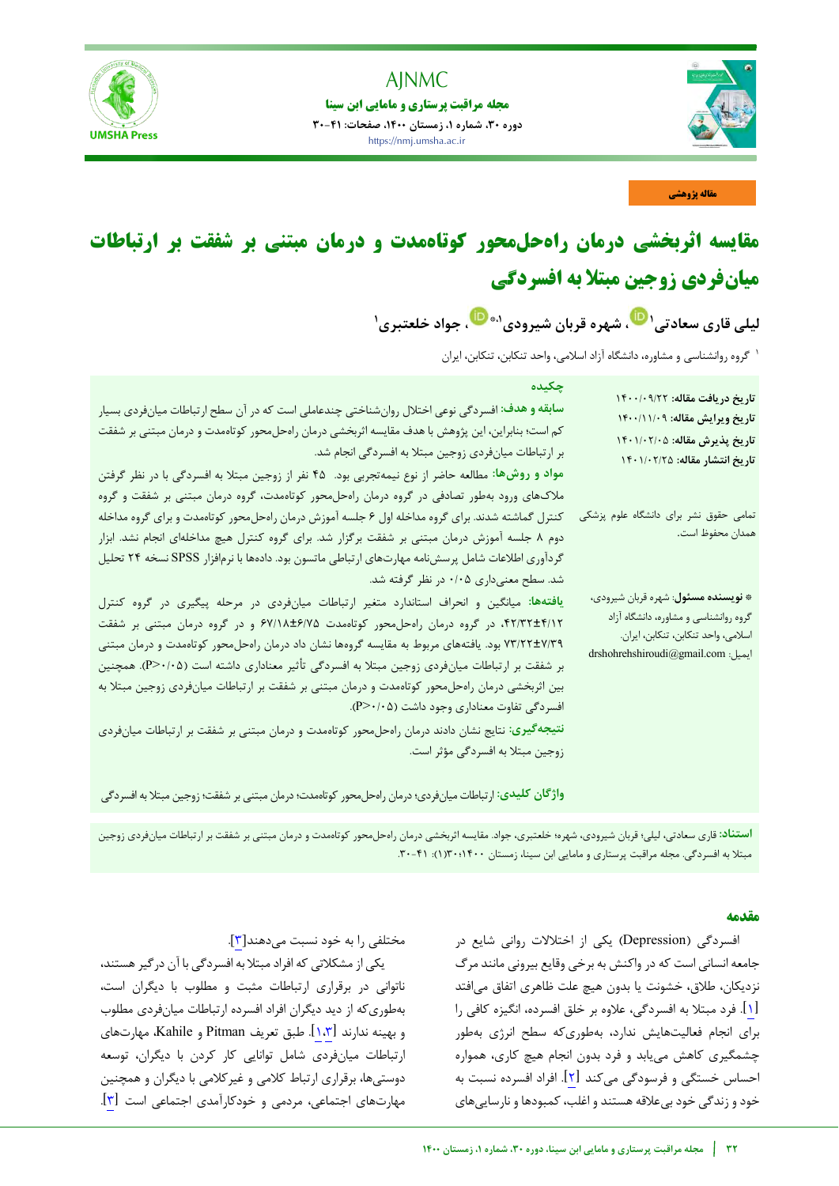مقاله پژوهشی

# مقایسه اثربخشی درمان راه‌حل‌محور کوتاه‌مدت و درمان مبتنی بر شفقت بر ارتباطات میان‌فردی زوجین مبتلا به افسردگی

**لیلی قاری سعادتی[۱]، شهره قربان شیرودی[۱،*]، جواد خلعتبری[۱]**

[۱] گروه روانشناسی و مشاوره، دانشگاه آزاد اسلامی، واحد تنکابن، تنکابن، ایران

**تاریخ دریافت مقاله:** ۱۴۰۰/۰۹/۲۲
**تاریخ ویرایش مقاله:** ۱۴۰۰/۱۱/۰۹
**تاریخ پذیرش مقاله:** ۱۴۰۱/۰۲/۰۵
**تاریخ انتشار مقاله:** ۱۴۰۱/۰۲/۲۵

تمامی حقوق نشر برای دانشگاه علوم پزشکی همدان محفوظ است.

**\* نویسنده مسئول:** شهره قربان شیرودی، گروه روانشناسی و مشاوره، دانشگاه آزاد اسلامی، واحد تنکابن، تنکابن، ایران.
ایمیل: drshohrehshiroudi@gmail.com

## چکیده

**سابقه و هدف:** افسردگی نوعی اختلال روان‌شناختی چندعاملی است که در آن سطح ارتباطات میان‌فردی بسیار کم است؛ بنابراین، این پژوهش با هدف مقایسه اثربخشی درمان راه‌حل‌محور کوتاه‌مدت و درمان مبتنی بر شفقت بر ارتباطات میان‌فردی زوجین مبتلا به افسردگی انجام شد.

**مواد و روش‌ها:** مطالعه حاضر از نوع نیمه‌تجربی بود. ۴۵ نفر از زوجین مبتلا به افسردگی با در نظر گرفتن ملاک‌های ورود به‌طور تصادفی در گروه درمان راه‌حل‌محور کوتاه‌مدت، گروه درمان مبتنی بر شفقت و گروه کنترل گماشته شدند. برای گروه مداخله اول ۶ جلسه آموزش درمان راه‌حل‌محور کوتاه‌مدت و برای گروه مداخله دوم ۸ جلسه آموزش درمان مبتنی بر شفقت برگزار شد. برای گروه کنترل هیچ مداخله‌ای انجام نشد. ابزار گردآوری اطلاعات شامل پرسش‌نامه مهارت‌های ارتباطی ماتسون بود. داده‌ها با نرم‌افزار SPSS نسخه ۲۴ تحلیل شد. سطح معنی‌داری ۰/۰۵ در نظر گرفته شد.

**یافته‌ها:** میانگین و انحراف استاندارد متغیر ارتباطات میان‌فردی در مرحله پیگیری در گروه کنترل ۴۲/۳۲±۴/۱۲، در گروه درمان راه‌حل‌محور کوتاه‌مدت ۶۷/۱۸±۶/۷۵ و در گروه درمان مبتنی بر شفقت ۷۳/۲۲±۷/۳۹ بود. یافته‌های مربوط به مقایسه گروه‌ها نشان داد درمان راه‌حل‌محور کوتاه‌مدت و درمان مبتنی بر شفقت بر ارتباطات میان‌فردی زوجین مبتلا به افسردگی تأثیر معناداری داشته است ($P<0/05$). همچنین بین اثربخشی درمان راه‌حل‌محور کوتاه‌مدت و درمان مبتنی بر شفقت بر ارتباطات میان‌فردی زوجین مبتلا به افسردگی تفاوت معناداری وجود داشت ($P<0/05$).

**نتیجه‌گیری:** نتایج نشان دادند درمان راه‌حل‌محور کوتاه‌مدت و درمان مبتنی بر شفقت بر ارتباطات میان‌فردی زوجین مبتلا به افسردگی مؤثر است.

**واژگان کلیدی:** ارتباطات میان‌فردی؛ درمان راه‌حل‌محور کوتاه‌مدت؛ درمان مبتنی بر شفقت؛ زوجین مبتلا به افسردگی

**استناد:** قاری سعادتی، لیلی؛ قربان شیرودی، شهره؛ خلعتبری، جواد. مقایسه اثربخشی درمان راه‌حل‌محور کوتاه‌مدت و درمان مبتنی بر شفقت بر ارتباطات میان‌فردی زوجین مبتلا به افسردگی. مجله مراقبت پرستاری و مامایی ابن سینا، زمستان ۱۴۰۰؛۳۰(۱): ۴۱-۳۰.

## مقدمه

افسردگی (Depression) یکی از اختلالات روانی شایع در جامعه انسانی است که در واکنش به برخی وقایع بیرونی مانند مرگ نزدیکان، طلاق، خشونت یا بدون هیچ علت ظاهری اتفاق می‌افتد [۱]. فرد مبتلا به افسردگی، علاوه بر خلق افسرده، انگیزه کافی را برای انجام فعالیت‌هایش ندارد، به‌طوری‌که سطح انرژی به‌طور چشمگیری کاهش می‌یابد و فرد بدون انجام هیچ کاری، همواره احساس خستگی و فرسودگی می‌کند [۲]. افراد افسرده نسبت به خود و زندگی خود بی‌علاقه هستند و اغلب، کمبودها و نارسایی‌های مختلفی را به خود نسبت می‌دهند[۳].

یکی از مشکلاتی که افراد مبتلا به افسردگی با آن درگیر هستند، ناتوانی در برقراری ارتباطات مثبت و مطلوب با دیگران است، به‌طوری‌که از دید دیگران افراد افسرده ارتباطات میان‌فردی مطلوب و بهینه ندارند [۱،۳]. طبق تعریف Pitman و Kahile، مهارت‌های ارتباطات میان‌فردی شامل توانایی کار کردن با دیگران، توسعه دوستی‌ها، برقراری ارتباط کلامی و غیرکلامی با دیگران و همچنین مهارت‌های اجتماعی، مردمی و خودکارآمدی اجتماعی است [۳].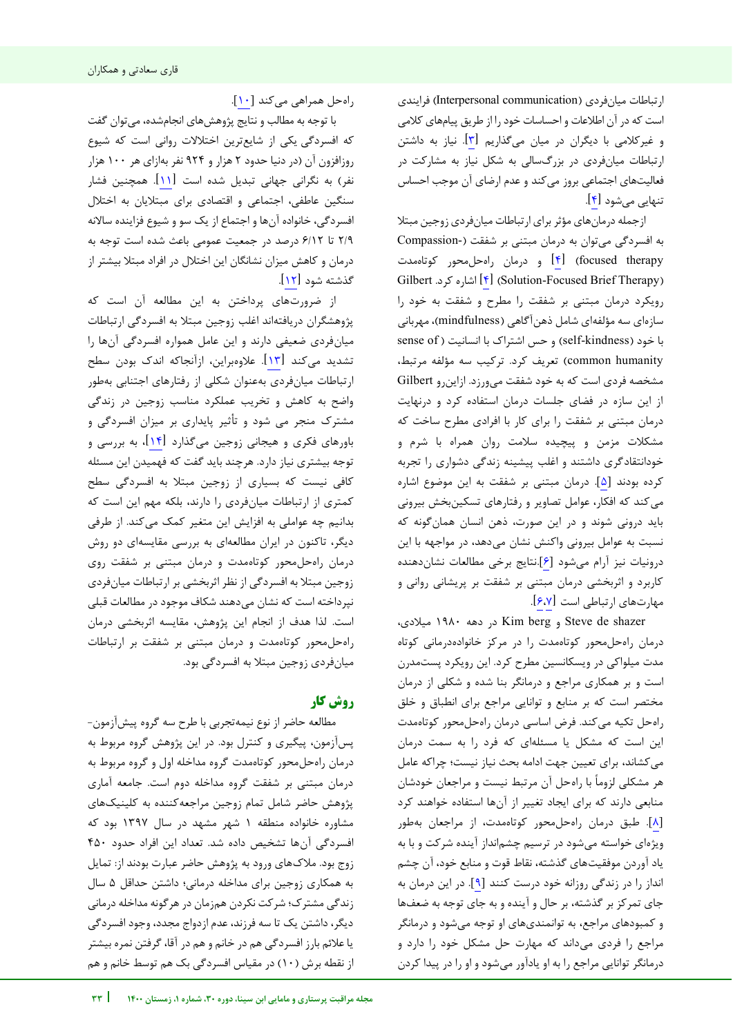ارتباطات میان‌فردی (Interpersonal communication) فرایندی است که در آن اطلاعات و احساسات خود را از طریق پیام‌های کلامی و غیرکلامی با دیگران در میان می‌گذاریم [۳]. نیاز به داشتن ارتباطات میان‌فردی در بزرگسالی به شکل نیاز به مشارکت در فعالیت‌های اجتماعی بروز می‌کند و عدم ارضای آن موجب احساس تنهایی می‌شود [۴].

ازجمله درمان‌های مؤثر برای ارتباطات میان‌فردی زوجین مبتلا به افسردگی می‌توان به درمان مبتنی بر شفقت (Compassion-focused therapy) [۴] و درمان راه‌حل‌محور کوتاه‌مدت (Solution-Focused Brief Therapy) [۴] اشاره کرد. Gilbert رویکرد درمان مبتنی بر شفقت را مطرح و شفقت به خود را سازه‌ای سه مؤلفه‌ای شامل ذهن‌آگاهی (mindfulness)، مهربانی با خود (self-kindness) و حس اشتراک با انسانیت (sense of common humanity) تعریف کرد. ترکیب سه مؤلفه مرتبط، مشخصه فردی است که به خود شفقت می‌ورزد. ازاین‌رو Gilbert از این سازه در فضای جلسات درمان استفاده کرد و درنهایت درمان مبتنی بر شفقت را برای کار با افرادی مطرح ساخت که مشکلات مزمن و پیچیده سلامت روان همراه با شرم و خودانتقادگری داشتند و اغلب پیشینه زندگی دشواری را تجربه کرده بودند [۵]. درمان مبتنی بر شفقت به این موضوع اشاره می‌کند که افکار، عوامل تصاویر و رفتارهای تسکین‌بخش بیرونی باید درونی شوند و در این صورت، ذهن انسان همان‌گونه که نسبت به عوامل بیرونی واکنش نشان می‌دهد، در مواجهه با این درونیات نیز آرام می‌شود [۶]. نتایج برخی مطالعات نشان‌دهنده کاربرد و اثربخشی درمان مبتنی بر شفقت بر پریشانی روانی و مهارت‌های ارتباطی است [۶،۷].

Steve de shazer و Kim berg در دهه ۱۹۸۰ میلادی، درمان راه‌حل‌محور کوتاه‌مدت را در مرکز خانواده‌درمانی کوتاه مدت میلواکی در ویسکانسین مطرح کرد. این رویکرد پست‌مدرن است و بر همکاری مراجع و درمانگر بنا شده و شکلی از درمان مختصر است که بر منابع و توانایی مراجع برای انطباق و خلق راه‌حل تکیه می‌کند. فرض اساسی درمان راه‌حل‌محور کوتاه‌مدت این است که مشکل یا مسئله‌ای که فرد را به سمت درمان می‌کشاند، برای تعیین جهت ادامه بحث نیاز نیست؛ چراکه عامل هر مشکلی لزوماً با راه‌حل آن مرتبط نیست و مراجعان خودشان منابعی دارند که برای ایجاد تغییر از آن‌ها استفاده خواهند کرد [۸]. طبق درمان راه‌حل‌محور کوتاه‌مدت، از مراجعان به‌طور ویژه‌ای خواسته می‌شود در ترسیم چشم‌انداز آینده شرکت و با به یاد آوردن موفقیت‌های گذشته، نقاط قوت و منابع خود، آن چشم انداز را در زندگی روزانه خود درست کنند [۹]. در این درمان به جای تمرکز بر گذشته، بر حال و آینده و به جای توجه به ضعف‌ها و کمبودهای مراجع، به توانمندی‌های او توجه می‌شود و درمانگر مراجع را فردی می‌داند که مهارت حل مشکل خود را دارد و درمانگر توانایی مراجع را به او یادآور می‌شود و او را در پیدا کردن راه‌حل همراهی می‌کند [۱۰].

با توجه به مطالب و نتایج پژوهش‌های انجام‌شده، می‌توان گفت که افسردگی یکی از شایع‌ترین اختلالات روانی است که شیوع روزافزون آن (در دنیا حدود ۲ هزار و ۹۲۴ نفر به‌ازای هر ۱۰۰ هزار نفر) به نگرانی جهانی تبدیل شده است [۱۱]. همچنین فشار سنگین عاطفی، اجتماعی و اقتصادی برای مبتلایان به اختلال افسردگی، خانواده آن‌ها و اجتماع از یک سو و شیوع فزاینده سالانه ۲/۹ تا ۶/۱۲ درصد در جمعیت عمومی باعث شده است توجه به درمان و کاهش میزان نشانگان این اختلال در افراد مبتلا بیشتر از گذشته شود [۱۲].

از ضرورت‌های پرداختن به این مطالعه آن است که پژوهشگران دریافته‌اند اغلب زوجین مبتلا به افسردگی ارتباطات میان‌فردی ضعیفی دارند و این عامل همواره افسردگی آن‌ها را تشدید می‌کند [۱۳]. علاوه‌براین، ازآنجاکه اندک بودن سطح ارتباطات میان‌فردی به‌عنوان شکلی از رفتارهای اجتنابی به‌طور واضح به کاهش و تخریب عملکرد مناسب زوجین در زندگی مشترک منجر می شود و تأثیر پایداری بر میزان افسردگی و باورهای فکری و هیجانی زوجین می‌گذارد [۱۴]، به بررسی و توجه بیشتری نیاز دارد. هرچند باید گفت که فهمیدن این مسئله کافی نیست که بسیاری از زوجین مبتلا به افسردگی سطح کمتری از ارتباطات میان‌فردی را دارند، بلکه مهم این است که بدانیم چه عواملی به افزایش این متغیر کمک می‌کند. از طرفی دیگر، تاکنون در ایران مطالعه‌ای به بررسی مقایسه‌ای دو روش درمان راه‌حل‌محور کوتاه‌مدت و درمان مبتنی بر شفقت روی زوجین مبتلا به افسردگی از نظر اثربخشی بر ارتباطات میان‌فردی نپرداخته است که نشان می‌دهند شکاف موجود در مطالعات قبلی است. لذا هدف از انجام این پژوهش، مقایسه اثربخشی درمان راه‌حل‌محور کوتاه‌مدت و درمان مبتنی بر شفقت بر ارتباطات میان‌فردی زوجین مبتلا به افسردگی بود.

## روش کار

مطالعه حاضر از نوع نیمه‌تجربی با طرح سه گروه پیش‌آزمون-پس‌آزمون، پیگیری و کنترل بود. در این پژوهش گروه مربوط به درمان راه‌حل‌محور کوتاه‌مدت گروه مداخله اول و گروه مربوط به درمان مبتنی بر شفقت گروه مداخله دوم است. جامعه آماری پژوهش حاضر شامل تمام زوجین مراجعه‌کننده به کلینیک‌های مشاوره خانواده منطقه ۱ شهر مشهد در سال ۱۳۹۷ بود که افسردگی آن‌ها تشخیص داده شد. تعداد این افراد حدود ۴۵۰ زوج بود. ملاک‌های ورود به پژوهش حاضر عبارت بودند از: تمایل به همکاری زوجین برای مداخله درمانی؛ داشتن حداقل ۵ سال زندگی مشترک؛ شرکت نکردن همزمان در هرگونه مداخله درمانی دیگر، داشتن یک تا سه فرزند، عدم ازدواج مجدد، وجود افسردگی یا علائم بارز افسردگی هم در خانم و هم در آقا، گرفتن نمره بیشتر از نقطه برش (۱۰) در مقیاس افسردگی بک هم توسط خانم و هم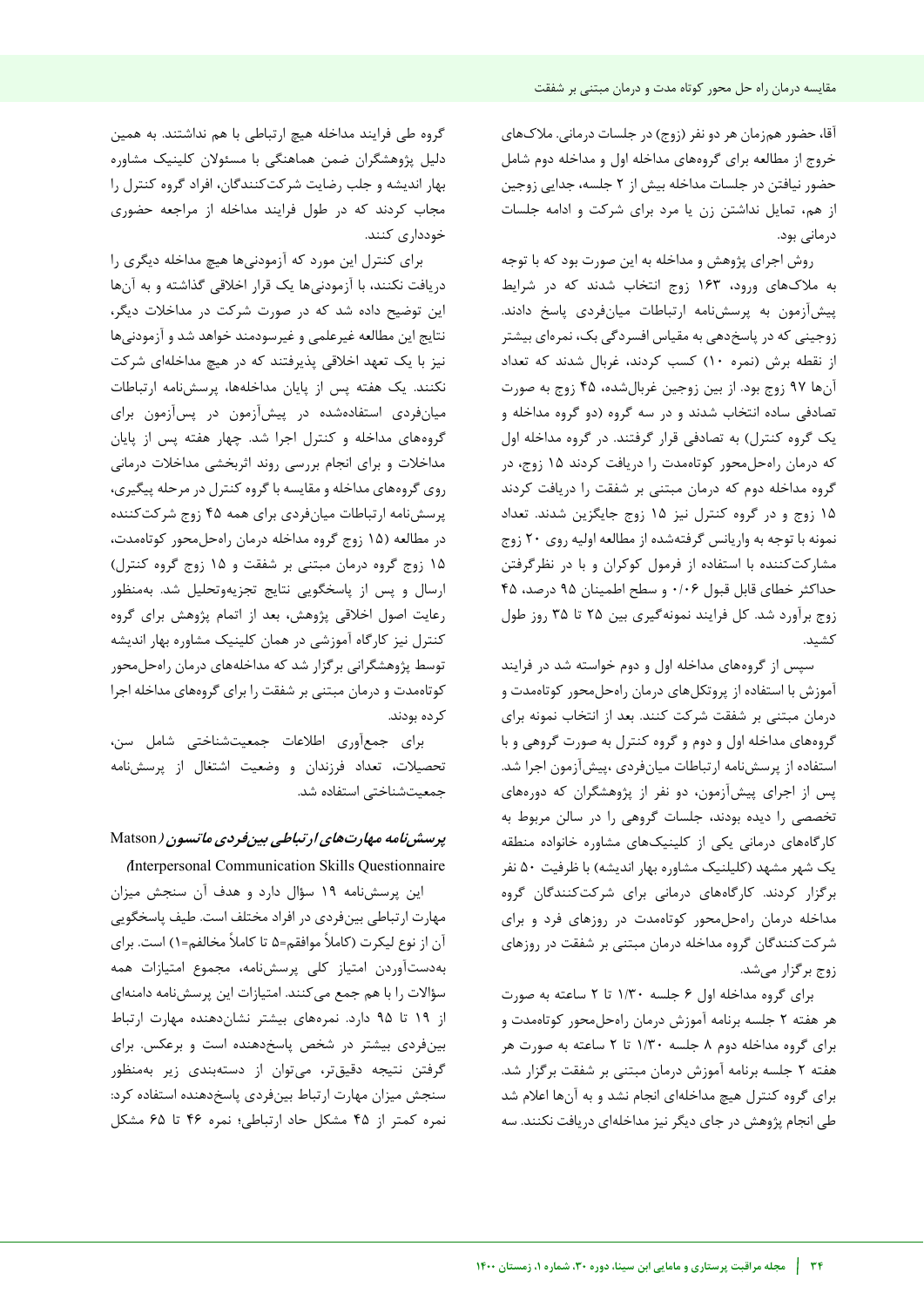آقا، حضور هم‌زمان هر دو نفر (زوج) در جلسات درمانی. ملاک‌های خروج از مطالعه برای گروه‌های مداخله اول و مداخله دوم شامل حضور نیافتن در جلسات مداخله بیش از ۲ جلسه، جدایی زوجین از هم، تمایل نداشتن زن یا مرد برای شرکت و ادامه جلسات درمانی بود.

روش اجرای پژوهش و مداخله به این صورت بود که با توجه به ملاک‌های ورود، ۱۶۳ زوج انتخاب شدند که در شرایط پیش‌آزمون به پرسش‌نامه ارتباطات میان‌فردی پاسخ دادند. زوجینی که در پاسخ‌دهی به مقیاس افسردگی بک، نمره‌ای بیشتر از نقطه برش (نمره ۱۰) کسب کردند، غربال شدند که تعداد آن‌ها ۹۷ زوج بود. از بین زوجین غربال‌شده، ۴۵ زوج به صورت تصادفی ساده انتخاب شدند و در سه گروه (دو گروه مداخله و یک گروه کنترل) به تصادفی قرار گرفتند. در گروه مداخله اول که درمان راه‌حل‌محور کوتاه‌مدت را دریافت کردند ۱۵ زوج، در گروه مداخله دوم که درمان مبتنی بر شفقت را دریافت کردند ۱۵ زوج و در گروه کنترل نیز ۱۵ زوج جایگزین شدند. تعداد نمونه با توجه به واریانس گرفته‌شده از مطالعه اولیه روی ۲۰ زوج مشارکت‌کننده با استفاده از فرمول کوکران و با در نظرگرفتن حداکثر خطای قابل قبول ۰/۰۶ و سطح اطمینان ۹۵ درصد، ۴۵ زوج برآورد شد. کل فرایند نمونه‌گیری بین ۲۵ تا ۳۵ روز طول کشید.

سپس از گروه‌های مداخله اول و دوم خواسته شد در فرایند آموزش با استفاده از پروتکل‌های درمان راه‌حل‌محور کوتاه‌مدت و درمان مبتنی بر شفقت شرکت کنند. بعد از انتخاب نمونه برای گروه‌های مداخله اول و دوم و گروه کنترل به صورت گروهی و با استفاده از پرسش‌نامه ارتباطات میان‌فردی ،پیش‌آزمون اجرا شد. پس از اجرای پیش‌آزمون، دو نفر از پژوهشگران که دوره‌های تخصصی را دیده بودند، جلسات گروهی را در سالن مربوط به کارگاه‌های درمانی یکی از کلینیک‌های مشاوره خانواده منطقه یک شهر مشهد (کلینیک مشاوره بهار اندیشه) با ظرفیت ۵۰ نفر برگزار کردند. کارگاه‌های درمانی برای شرکت‌کنندگان گروه مداخله درمان راه‌حل‌محور کوتاه‌مدت در روزهای فرد و برای شرکت‌کنندگان گروه مداخله درمان مبتنی بر شفقت در روزهای زوج برگزار می‌شد.

برای گروه مداخله اول ۶ جلسه ۱/۳۰ تا ۲ ساعته به صورت هر هفته ۲ جلسه برنامه آموزش درمان راه‌حل‌محور کوتاه‌مدت و برای گروه مداخله دوم ۸ جلسه ۱/۳۰ تا ۲ ساعته به صورت هر هفته ۲ جلسه برنامه آموزش درمان مبتنی بر شفقت برگزار شد. برای گروه کنترل هیچ مداخله‌ای انجام نشد و به آن‌ها اعلام شد طی انجام پژوهش در جای دیگر نیز مداخله‌ای دریافت نکنند. سه گروه طی فرایند مداخله هیچ ارتباطی با هم نداشتند. به همین دلیل پژوهشگران ضمن هماهنگی با مسئولان کلینیک مشاوره بهار اندیشه و جلب رضایت شرکت‌کنندگان، افراد گروه کنترل را مجاب کردند که در طول فرایند مداخله از مراجعه حضوری خودداری کنند.

برای کنترل این مورد که آزمودنی‌ها هیچ مداخله دیگری را دریافت نکنند، با آزمودنی‌ها یک قرار اخلاقی گذاشته و به آن‌ها این توضیح داده شد که در صورت شرکت در مداخلات دیگر، نتایج این مطالعه غیرعلمی و غیرسودمند خواهد شد و آزمودنی‌ها نیز با یک تعهد اخلاقی پذیرفتند که در هیچ مداخله‌ای شرکت نکنند. یک هفته پس از پایان مداخله‌ها، پرسش‌نامه ارتباطات میان‌فردی استفاده‌شده در پیش‌آزمون در پس‌آزمون برای گروه‌های مداخله و کنترل اجرا شد. چهار هفته پس از پایان مداخلات و برای انجام بررسی روند اثربخشی مداخلات درمانی روی گروه‌های مداخله و مقایسه با گروه کنترل در مرحله پیگیری، پرسش‌نامه ارتباطات میان‌فردی برای همه ۴۵ زوج شرکت‌کننده در مطالعه (۱۵ زوج گروه مداخله درمان راه‌حل‌محور کوتاه‌مدت، ۱۵ زوج گروه درمان مبتنی بر شفقت و ۱۵ زوج گروه کنترل) ارسال و پس از پاسخگویی نتایج تجزیه‌وتحلیل شد. به‌منظور رعایت اصول اخلاقی پژوهش، بعد از اتمام پژوهش برای گروه کنترل نیز کارگاه آموزشی در همان کلینیک مشاوره بهار اندیشه توسط پژوهشگرانی برگزار شد که مداخله‌های درمان راه‌حل‌محور کوتاه‌مدت و درمان مبتنی بر شفقت را برای گروه‌های مداخله اجرا کرده بودند.

برای جمع‌آوری اطلاعات جمعیت‌شناختی شامل سن، تحصیلات، تعداد فرزندان و وضعیت اشتغال از پرسش‌نامه جمعیت‌شناختی استفاده شد.

### پرسش‌نامه مهارت‌های ارتباطی بین‌فردی ماتسون (Matson Interpersonal Communication Skills Questionnaire)

این پرسش‌نامه ۱۹ سؤال دارد و هدف آن سنجش میزان مهارت ارتباطی بین‌فردی در افراد مختلف است. طیف پاسخگویی آن از نوع لیکرت (کاملاً موافقم=۵ تا کاملاً مخالفم=۱) است. برای به‌دست‌آوردن امتیاز کلی پرسش‌نامه، مجموع امتیازات همه سؤالات را با هم جمع می‌کنند. امتیازات این پرسش‌نامه دامنه‌ای از ۱۹ تا ۹۵ دارد. نمره‌های بیشتر نشان‌دهنده مهارت ارتباط بین‌فردی بیشتر در شخص پاسخ‌دهنده است و برعکس. برای گرفتن نتیجه دقیق‌تر، می‌توان از دسته‌بندی زیر به‌منظور سنجش میزان مهارت ارتباط بین‌فردی پاسخ‌دهنده استفاده کرد: نمره کمتر از ۴۵ مشکل حاد ارتباطی؛ نمره ۴۶ تا ۶۵ مشکل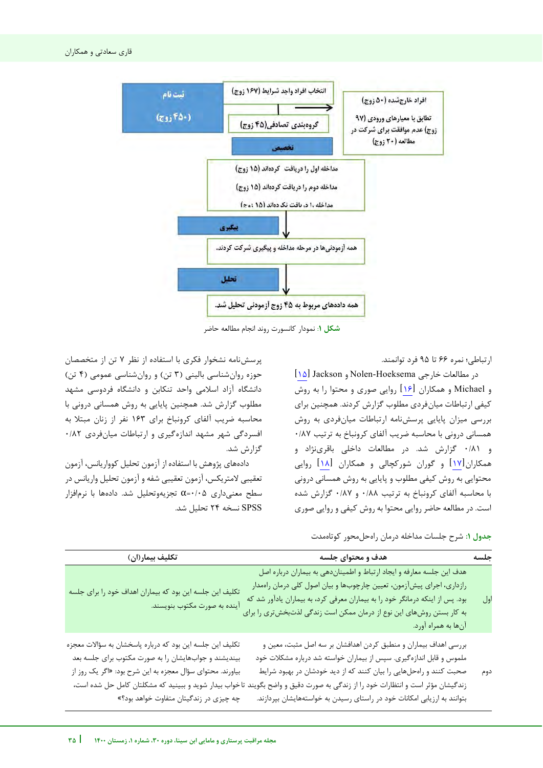ثبت نام

(۴۵۰ زوج)

انتخاب افراد واجد شرایط (۱۶۷ زوج)

افراد خارج‌شده (۵۰ زوج)

تطابق با معیارهای ورودی (۹۷ زوج) عدم موافقت برای شرکت در مطالعه (۲۰ زوج)

گروه‌بندی تصادفی (۴۵ زوج)

تخصیص

مداخله اول را دریافت کرده‌اند (۱۵ زوج)

مداخله دوم را دریافت کرده‌اند (۱۵ زوج)

مداخله را دریافت نکرده‌اند (۱۵ زوج)

پیگیری

همه آزمودنی‌ها در مرحله مداخله و پیگیری شرکت کردند.

تحلیل

همه داده‌های مربوط به ۴۵ زوج آزمودنی تحلیل شد.

**شکل ۱**: نمودار کانسورت روند انجام مطالعه حاضر

ارتباطی؛ نمره ۶۶ تا ۹۵ فرد توانمند.

در مطالعات خارجی Jackson و Nolen-Hoeksema [۱۵] و Michael و همکاران [۱۶] روایی صوری و محتوا را به روش کیفی ارتباطات میان‌فردی مطلوب گزارش کردند. همچنین برای بررسی میزان پایایی پرسش‌نامه ارتباطات میان‌فردی به روش همسانی درونی با محاسبه ضریب آلفای کرونباخ به ترتیب ۰/۸۷ و ۰/۸۱ گزارش شد. در مطالعات داخلی باقری‌نژاد و همکاران [۱۷] و گوران شورکچالی و همکاران [۱۸] روایی محتوایی به روش کیفی مطلوب و پایایی به روش همسانی درونی با محاسبه آلفای کرونباخ به ترتیب ۰/۸۸ و ۰/۸۷ گزارش شده است. در مطالعه حاضر روایی محتوا به روش کیفی و روایی صوری پرسش‌نامه نشخوار فکری با استفاده از نظر ۷ تن از متخصصان حوزه روان‌شناسی بالینی (۳ تن) و روان‌شناسی عمومی (۴ تن) دانشگاه آزاد اسلامی واحد تنکابن و دانشگاه فردوسی مشهد مطلوب گزارش شد. همچنین پایایی به روش همسانی درونی با محاسبه ضریب آلفای کرونباخ برای ۱۶۳ نفر از زنان مبتلا به افسردگی شهر مشهد اندازه‌گیری و ارتباطات میان‌فردی ۰/۸۲ گزارش شد.

داده‌های پژوهش با استفاده از آزمون تحلیل کوواریانس، آزمون تعقیبی لامبتریکس، آزمون تعقیبی شفه و آزمون تحلیل واریانس در سطح معنی‌داری $\alpha=0/05$ تجزیه‌وتحلیل شد. داده‌ها با نرم‌افزار SPSS نسخه ۲۴ تحلیل شد.

**جدول ۱**: شرح جلسات مداخله درمان راه‌حل‌محور کوتاه‌مدت

| جلسه | هدف و محتوای جلسه | تکلیف بیمار(ان) |
|---|---|---|
| اول | هدف این جلسه معارفه و ایجاد ارتباط و اطمینان‌دهی به بیماران درباره اصل رازداری، اجرای پیش‌آزمون، تعیین چارچوب‌ها و بیان اصول کلی درمان راه‌مدار بود. پس از اینکه درمانگر خود را به بیماران معرفی کرد، به بیماران یادآور شد که به کار بستن روش‌های این نوع از درمان ممکن است زندگی لذت‌بخش‌تری را برای آن‌ها به همراه آورد. | تکلیف این جلسه این بود که بیماران اهداف خود را برای جلسه آینده به صورت مکتوب بنویسند. |
| دوم | بررسی اهداف بیماران و منطبق کردن اهدافشان بر سه اصل مثبت، معین و ملموس و قابل اندازه‌گیری. سپس از بیماران خواسته شد درباره مشکلات خود صحبت کنند و راه‌حل‌هایی را بیان کنند که از دید خودشان در بهبود شرایط زندگیشان مؤثر است و انتظارات خود را از زندگی به صورت دقیق و واضح بگویند تا بتوانند به ارزیابی امکانات خود در راستای رسیدن به خواسته‌هایشان بپردازند. | تکلیف این جلسه این بود که درباره پاسخشان به سؤالات معجزه بیندیشند و جواب‌هایشان را به صورت مکتوب برای جلسه بعد بیاورند. محتوای سؤال معجزه به این شرح بود: «اگر یک روز از خواب بیدار شوید و ببینید که مشکلتان کامل حل شده است، چه چیزی در زندگیتان متفاوت خواهد بود؟» |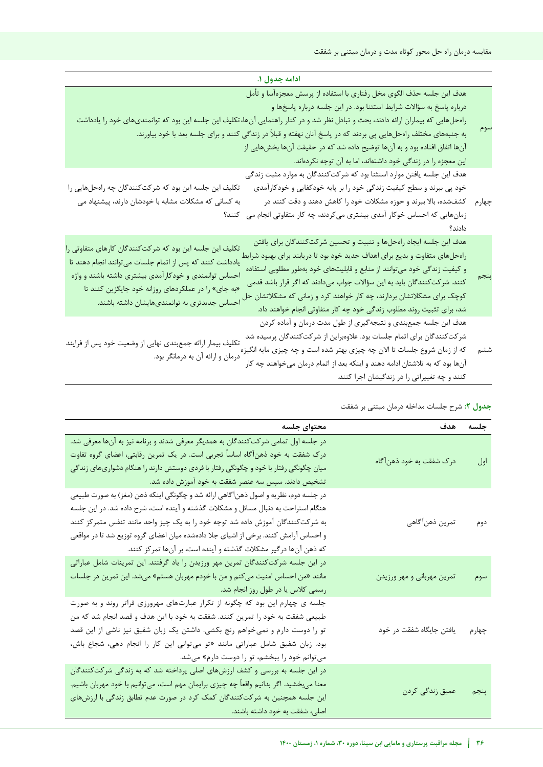**ادامه جدول ۱.**

| جلسه | هدف | تکلیف |
|---|---|---|
| سوم | هدف این جلسه حذف الگوی مخل رفتاری با استفاده از پرسش معجزه‌آسا و تأمل درباره پاسخ به سؤالات شرایط استثنا بود. در این جلسه درباره پاسخ‌ها و راه‌حل‌هایی که بیماران ارائه دادند، بحث و تبادل نظر شد و در کنار راهنمایی آن‌ها، تکلیف این جلسه این بود که توانمندی‌های خود را یادداشت به جنبه‌های مختلف راه‌حل‌هایی پی ببرند که در پاسخ آنان نهفته و قبلاً در زندگی کنند و برای جلسه بعد با خود بیاورند. آن‌ها اتفاق افتاده بود و به آن‌ها توضیح داده شد که در حقیقت آن‌ها بخش‌هایی از این معجزه را در زندگی خود داشته‌اند، اما به آن توجه نکرده‌اند. | |
| چهارم | هدف این جلسه یافتن موارد استثنا بود که شرکت‌کنندگان به موارد مثبت زندگی خود پی ببرند و سطح کیفیت زندگی خود را بر پایه خودکفایی و خودکارآمدی کشف‌شده، بالا ببرند و حوزه مشکلات خود را کاهش دهند و دقت کنند در زمان‌هایی که احساس خوکار آمدی بیشتری می‌کردند، چه کار متفاوتی انجام می دادند؟ | تکلیف این جلسه این بود که شرکت‌کنندگان چه راه‌حل‌هایی را به کسانی که مشکلات مشابه با خودشان دارند، پیشنهاد می کنند؟ |
| پنجم | هدف این جلسه ایجاد راه‌حل‌ها و تثبیت و تحسین شرکت‌کنندگان برای یافتن راه‌حل‌های متفاوت و بدیع برای اهداف جدید خود بود تا دریابند برای بهبود شرایط و کیفیت زندگی خود می‌توانند از منابع و قابلیت‌های خود به‌طور مطلوبی استفاده کنند. شرکت‌کنندگان باید به این سؤالات جواب می‌دادند که اگر قرار باشد قدمی کوچک برای مشکلاتشان بردارند، چه کار خواهند کرد و زمانی که مشکلاتشان حل شد، برای تثبیت روند مطلوب زندگی خود چه کار متفاوتی انجام خواهند داد. | تکلیف این جلسه این بود که شرکت‌کنندگان کارهای متفاوتی را یادداشت کنند که پس از اتمام جلسات می‌توانند انجام دهند تا احساس توانمندی و خودکارآمدی بیشتری داشته باشند و واژه «به جای» را در عملکردهای روزانه خود جایگزین کنند تا احساس جدیدتری به توانمندی‌هایشان داشته باشند. |
| ششم | هدف این جلسه جمع‌بندی و نتیجه‌گیری از طول مدت درمان و آماده کردن شرکت‌کنندگان برای اتمام جلسات بود. علاوه‌براین از شرکت‌کنندگان پرسیده شد که از زمان شروع جلسات تا الان چه چیزی بهتر شده است و چه چیزی مایه انگیزه آن‌ها بود که به تلاشتان ادامه دهند و اینکه بعد از اتمام درمان می‌خواهند چه کار کنند و چه تغییراتی را در زندگیشان اجرا کنند. | تکلیف بیمار ارائه جمع‌بندی نهایی از وضعیت خود پس از فرایند درمان و ارائه آن به درمانگر بود. |

**جدول ۲**: شرح جلسات مداخله درمان مبتنی بر شفقت

| جلسه | هدف | محتوای جلسه |
|---|---|---|
| اول | درک شفقت به خود ذهن‌آگاه | در جلسه اول تمامی شرکت‌کنندگان به همدیگر معرفی شدند و برنامه نیز به آن‌ها معرفی شد. درک شفقت به خود ذهن‌آگاه اساساً تجربی است. در یک تمرین رقابتی، اعضای گروه تفاوت میان چگونگی رفتار با خود و چگونگی رفتار با فردی دوستش دارند را هنگام دشواری‌های زندگی تشخیص دادند. سپس سه عنصر شفقت به خود آموزش داده شد. |
| دوم | تمرین ذهن‌آگاهی | در جلسه دوم، نظریه و اصول ذهن‌آگاهی ارائه شد و چگونگی اینکه ذهن (مغز) به صورت طبیعی هنگام استراحت به دنبال مسائل و مشکلات گذشته و آینده است، شرح داده شد. در این جلسه به شرکت‌کنندگان آموزش داده شد توجه خود را به یک چیز واحد مانند تنفس متمرکز کنند و احساس آرامش کنند. برخی از اشیای جلا داده‌شده میان اعضای گروه توزیع شد تا در مواقعی که ذهن آن‌ها درگیر مشکلات گذشته و آینده است، بر آن‌ها تمرکز کنند. |
| سوم | تمرین مهربانی و مهر ورزیدن | در این جلسه شرکت‌کنندگان تمرین مهر ورزیدن را یاد گرفتند. این تمرینات شامل عباراتی مانند «من احساس امنیت می‌کنم و من با خودم مهربان هستم» می‌شد. این تمرین در جلسات رسمی کلاس یا در طول روز انجام شد. |
| چهارم | یافتن جایگاه شفقت در خود | جلسه ی چهارم این بود که چگونه از تکرار عبارت‌های مهرورزی فراتر روند و به صورت طبیعی شفقت به خود را تمرین کنند. شفقت به خود با این هدف و قصد انجام شد که من تو را دوست دارم و نمی‌خواهم رنج بکشی. داشتن یک زبان شفیق نیز ناشی از این قصد بود. زبان شفیق شامل عباراتی مانند «تو می‌توانی این کار را انجام دهی، شجاع باش، می‌توانم خود را ببخشم، تو را دوست دارم» می‌شد. |
| پنجم | عمیق زندگی کردن | در این جلسه به بررسی و کشف ارزش‌های اصلی پرداخته شد که به زندگی شرکت‌کنندگان معنا می‌بخشید. اگر بدانیم واقعاً چه چیزی برایمان مهم است، می‌توانیم با خود مهربان باشیم. این جلسه همچنین به شرکت‌کنندگان کمک کرد در صورت عدم تطابق زندگی با ارزش‌های اصلی، شفقت به خود داشته باشند. |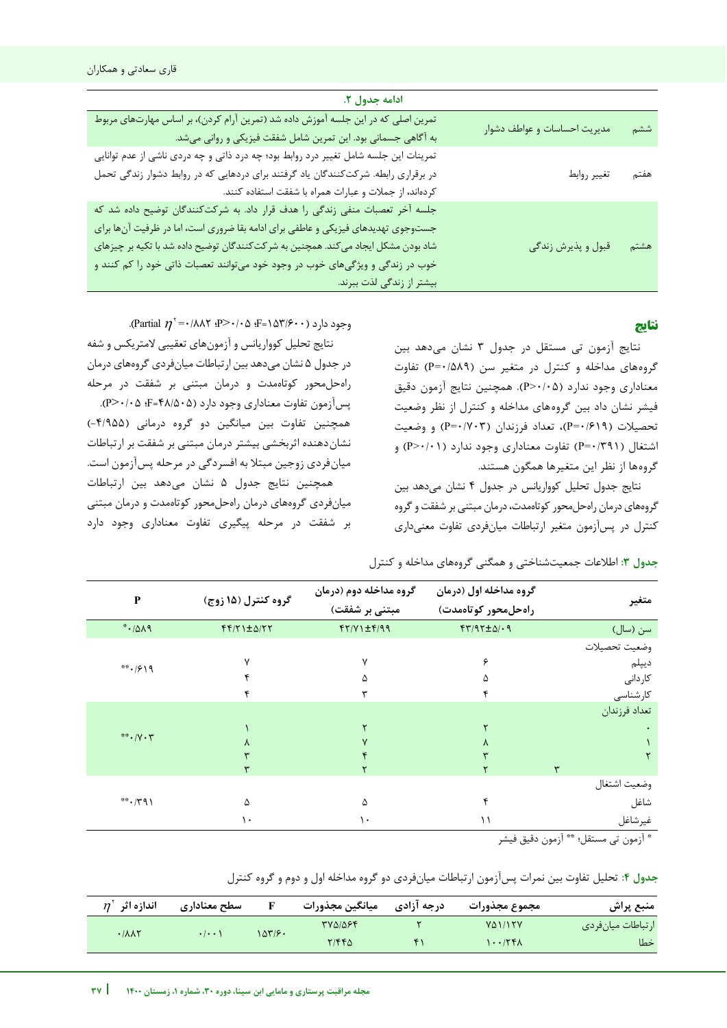**ادامه جدول ۲.**

| | | |
|---|---|---|
| ششم | مدیریت احساسات و عواطف دشوار | تمرین اصلی که در این جلسه آموزش داده شد (تمرین آرام کردن)، بر اساس مهارت‌های مربوط به آگاهی جسمانی بود. این تمرین شامل شفقت فیزیکی و روانی می‌شد. |
| هفتم | تغییر روابط | تمرینات این جلسه شامل تغییر درد روابط بود؛ چه درد ذاتی و چه دردی ناشی از عدم توانایی در برقراری رابطه. شرکت‌کنندگان یاد گرفتند برای دردهایی که در روابط دشوار زندگی تحمل کرده‌اند، از جملات و عبارات همراه با شفقت استفاده کنند. |
| هشتم | قبول و پذیرش زندگی | جلسه آخر تعصبات منفی زندگی را هدف قرار داد. به شرکت‌کنندگان توضیح داده شد که جست‌وجوی تهدیدهای فیزیکی و عاطفی برای ادامه بقا ضروری است، اما در ظرفیت آن‌ها برای شاد بودن مشکل ایجاد می‌کند. همچنین به شرکت‌کنندگان توضیح داده شد با تکیه بر چیزهای خوب در زندگی و ویژگی‌های خوب در وجود خود می‌توانند تعصبات ذاتی خود را کم کنند و بیشتر از زندگی لذت ببرند. |

## نتایج

نتایج آزمون تی مستقل در جدول ۳ نشان می‌دهد بین گروه‌های مداخله و کنترل در متغیر سن (P=۰/۵۸۹) تفاوت معناداری وجود ندارد (P>۰/۰۵). همچنین نتایج آزمون دقیق فیشر نشان داد بین گروه‌های مداخله و کنترل از نظر وضعیت تحصیلات (P=۰/۶۱۹)، تعداد فرزندان (P=۰/۷۰۳) و وضعیت اشتغال (P=۰/۳۹۱) تفاوت معناداری وجود ندارد (P>۰/۰۱) و گروه‌ها از نظر این متغیرها همگون هستند.

نتایج جدول تحلیل کوواریانس در جدول ۴ نشان می‌دهد بین گروه‌های درمان راه‌حل‌محور کوتاه‌مدت، درمان مبتنی بر شفقت و گروه کنترل در پس‌آزمون متغیر ارتباطات میان‌فردی تفاوت معنی‌داری وجود دارد (Partial $\eta^2$=۰/۸۸۲ ؛P>۰/۰۵ ؛F=۱۵۳/۶۰).

نتایج تحلیل کوواریانس و آزمون‌های تعقیبی لامتریکس و شفه در جدول ۵ نشان می‌دهد بین ارتباطات میان‌فردی گروه‌های درمان راه‌حل‌محور کوتاه‌مدت و درمان مبتنی بر شفقت در مرحله پس‌آزمون تفاوت معناداری وجود دارد (F=۴۸/۵۰۵؛ P>۰/۰۵). همچنین تفاوت بین میانگین دو گروه درمانی (-۴/۹۵۵) نشان‌دهنده اثربخشی بیشتر درمان مبتنی بر شفقت بر ارتباطات میان‌فردی زوجین مبتلا به افسردگی در مرحله پس‌آزمون است.

همچنین نتایج جدول ۵ نشان می‌دهد بین ارتباطات میان‌فردی گروه‌های درمان راه‌حل‌محور کوتاه‌مدت و درمان مبتنی بر شفقت در مرحله پیگیری تفاوت معناداری وجود دارد

**جدول ۳**: اطلاعات جمعیت‌شناختی و همگنی گروه‌های مداخله و کنترل

| متغیر | گروه مداخله اول (درمان راه‌حل‌محور کوتاه‌مدت) | گروه مداخله دوم (درمان مبتنی بر شفقت) | گروه کنترل (۱۵ زوج) | P |
|---|---|---|---|---|
| سن (سال) | ۴۳/۹۲±۵/۰۹ | ۴۲/۷۱±۴/۹۹ | ۴۴/۲۱±۵/۲۲ | *۰/۵۸۹ |
| وضعیت تحصیلات | | | | |
| دیپلم | ۶ | ۷ | ۷ | **۰/۶۱۹ |
| کاردانی | ۵ | ۵ | ۴ | |
| کارشناسی | ۴ | ۳ | ۴ | |
| تعداد فرزندان | | | | |
| ۰ | ۲ | ۲ | ۱ | **۰/۷۰۳ |
| ۱ | ۸ | ۷ | ۸ | |
| ۲ | ۳ | ۴ | ۳ | |
| ۳ | ۲ | ۲ | ۳ | |
| وضعیت اشتغال | | | | |
| شاغل | ۴ | ۵ | ۵ | **۰/۳۹۱ |
| غیرشاغل | ۱۱ | ۱۰ | ۱۰ | |

* آزمون تی مستقل؛ ** آزمون دقیق فیشر

**جدول ۴**: تحلیل تفاوت بین نمرات پس‌آزمون ارتباطات میان‌فردی دو گروه مداخله اول و دوم و گروه کنترل

| منبع پراش | مجموع مجذورات | درجه آزادی | میانگین مجذورات | F | سطح معناداری | اندازه اثر $\eta^2$ |
|---|---|---|---|---|---|---|
| ارتباطات میان‌فردی | ۷۵۱/۱۲۷ | ۲ | ۳۷۵/۵۶۴ | ۱۵۳/۶۰ | ۰/۰۰۱ | ۰/۸۸۲ |
| خطا | ۱۰۰/۲۴۸ | ۴۱ | ۲/۴۴۵ | | | |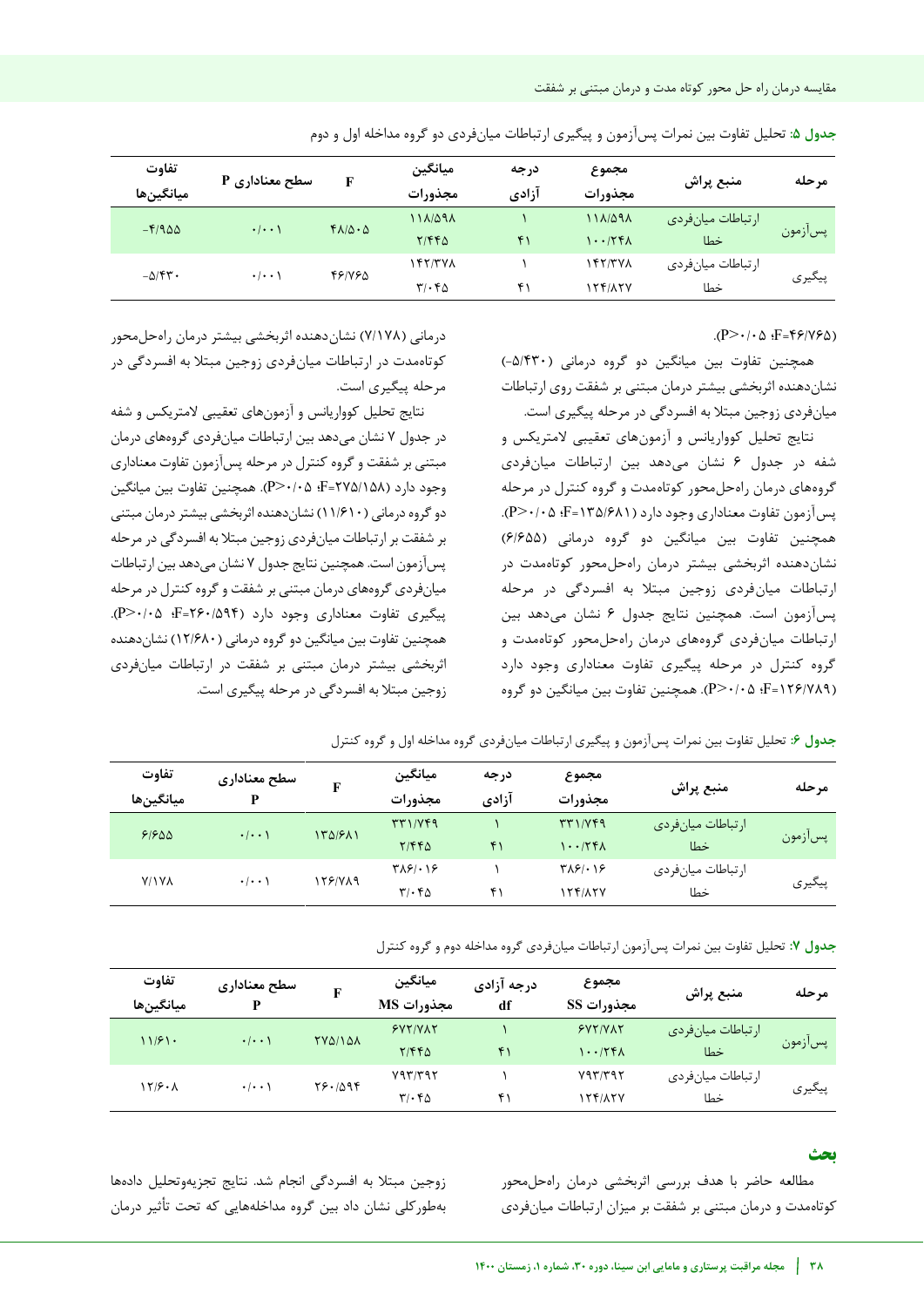**جدول ۵**: تحلیل تفاوت بین نمرات پس‌آزمون و پیگیری ارتباطات میان‌فردی دو گروه مداخله اول و دوم

| مرحله | منبع پراش | مجموع مجذورات | درجه آزادی | میانگین مجذورات | F | سطح معناداری P | تفاوت میانگین‌ها |
|---|---|---|---|---|---|---|---|
| پس‌آزمون | ارتباطات میان‌فردی | ۱۱۸/۵۹۸ | ۱ | ۱۱۸/۵۹۸ | ۴۸/۵۰۵ | ۰/۰۰۱ | -۴/۹۵۵ |
| | خطا | ۱۰۰/۲۴۸ | ۴۱ | ۲/۴۴۵ | | | |
| پیگیری | ارتباطات میان‌فردی | ۱۴۲/۳۷۸ | ۱ | ۱۴۲/۳۷۸ | ۴۶/۷۶۵ | ۰/۰۰۱ | -۵/۴۳۰ |
| | خطا | ۱۲۴/۸۲۷ | ۴۱ | ۳/۰۴۵ | | | |

(P>۰/۰۵ ؛F=۴۶/۷۶۵).

همچنین تفاوت بین میانگین دو گروه درمانی (۵/۴۳۰-) نشان‌دهنده اثربخشی بیشتر درمان مبتنی بر شفقت روی ارتباطات میان‌فردی زوجین مبتلا به افسردگی در مرحله پیگیری است.

نتایج تحلیل کوواریانس و آزمون‌های تعقیبی لامتریکس و شفه در جدول ۶ نشان می‌دهد بین ارتباطات میان‌فردی گروه‌های درمان راه‌حل‌محور کوتاه‌مدت و گروه کنترل در مرحله پس‌آزمون تفاوت معناداری وجود دارد (F=۱۳۵/۶۸۱ ؛P>۰/۰۵). همچنین تفاوت بین میانگین دو گروه درمانی (۶/۶۵۵) نشان‌دهنده اثربخشی بیشتر درمان راه‌حل‌محور کوتاه‌مدت در ارتباطات میان‌فردی زوجین مبتلا به افسردگی در مرحله پس‌آزمون است. همچنین نتایج جدول ۶ نشان می‌دهد بین ارتباطات میان‌فردی گروه‌های درمان راه‌حل‌محور کوتاه‌مدت و گروه کنترل در مرحله پیگیری تفاوت معناداری وجود دارد (F=۱۲۶/۷۸۹ ؛P>۰/۰۵). همچنین تفاوت بین میانگین دو گروه درمانی (۷/۱۷۸) نشان‌دهنده اثربخشی بیشتر درمان راه‌حل‌محور کوتاه‌مدت در ارتباطات میان‌فردی زوجین مبتلا به افسردگی در مرحله پیگیری است.

نتایج تحلیل کوواریانس و آزمون‌های تعقیبی لامتریکس و شفه در جدول ۷ نشان می‌دهد بین ارتباطات میان‌فردی گروه‌های درمان مبتنی بر شفقت و گروه کنترل در مرحله پس‌آزمون تفاوت معناداری وجود دارد (F=۲۷۵/۱۵۸ ؛P>۰/۰۵). همچنین تفاوت بین میانگین دو گروه درمانی (۱۱/۶۱۰) نشان‌دهنده اثربخشی بیشتر درمان مبتنی بر شفقت بر ارتباطات میان‌فردی زوجین مبتلا به افسردگی در مرحله پس‌آزمون است. همچنین نتایج جدول ۷ نشان می‌دهد بین ارتباطات میان‌فردی گروه‌های درمان مبتنی بر شفقت و گروه کنترل در مرحله پیگیری تفاوت معناداری وجود دارد (F=۲۶۰/۵۹۴ ؛P>۰/۰۵). همچنین تفاوت بین میانگین دو گروه درمانی (۱۲/۶۸۰) نشان‌دهنده اثربخشی بیشتر درمان مبتنی بر شفقت در ارتباطات میان‌فردی زوجین مبتلا به افسردگی در مرحله پیگیری است.

**جدول ۶**: تحلیل تفاوت بین نمرات پس‌آزمون و پیگیری ارتباطات میان‌فردی گروه مداخله اول و گروه کنترل

| مرحله | منبع پراش | مجموع مجذورات | درجه آزادی | میانگین مجذورات | F | سطح معناداری P | تفاوت میانگین‌ها |
|---|---|---|---|---|---|---|---|
| پس‌آزمون | ارتباطات میان‌فردی | ۳۳۱/۷۴۹ | ۱ | ۳۳۱/۷۴۹ | ۱۳۵/۶۸۱ | ۰/۰۰۱ | ۶/۶۵۵ |
| | خطا | ۱۰۰/۲۴۸ | ۴۱ | ۲/۴۴۵ | | | |
| پیگیری | ارتباطات میان‌فردی | ۳۸۶/۰۱۶ | ۱ | ۳۸۶/۰۱۶ | ۱۲۶/۷۸۹ | ۰/۰۰۱ | ۷/۱۷۸ |
| | خطا | ۱۲۴/۸۲۷ | ۴۱ | ۳/۰۴۵ | | | |

**جدول ۷**: تحلیل تفاوت بین نمرات پس‌آزمون ارتباطات میان‌فردی گروه مداخله دوم و گروه کنترل

| مرحله | منبع پراش | مجموع مجذورات SS | درجه آزادی df | میانگین مجذورات MS | F | سطح معناداری P | تفاوت میانگین‌ها |
|---|---|---|---|---|---|---|---|
| پس‌آزمون | ارتباطات میان‌فردی | ۶۷۲/۷۸۲ | ۱ | ۶۷۲/۷۸۲ | ۲۷۵/۱۵۸ | ۰/۰۰۱ | ۱۱/۶۱۰ |
| | خطا | ۱۰۰/۲۴۸ | ۴۱ | ۲/۴۴۵ | | | |
| پیگیری | ارتباطات میان‌فردی | ۷۹۳/۳۹۲ | ۱ | ۷۹۳/۳۹۲ | ۲۶۰/۵۹۴ | ۰/۰۰۱ | ۱۲/۶۰۸ |
| | خطا | ۱۲۴/۸۲۷ | ۴۱ | ۳/۰۴۵ | | | |

## بحث

مطالعه حاضر با هدف بررسی اثربخشی درمان راه‌حل‌محور کوتاه‌مدت و درمان مبتنی بر شفقت بر میزان ارتباطات میان‌فردی زوجین مبتلا به افسردگی انجام شد. نتایج تجزیه‌وتحلیل داده‌ها به‌طورکلی نشان داد بین گروه مداخله‌هایی که تحت تأثیر درمان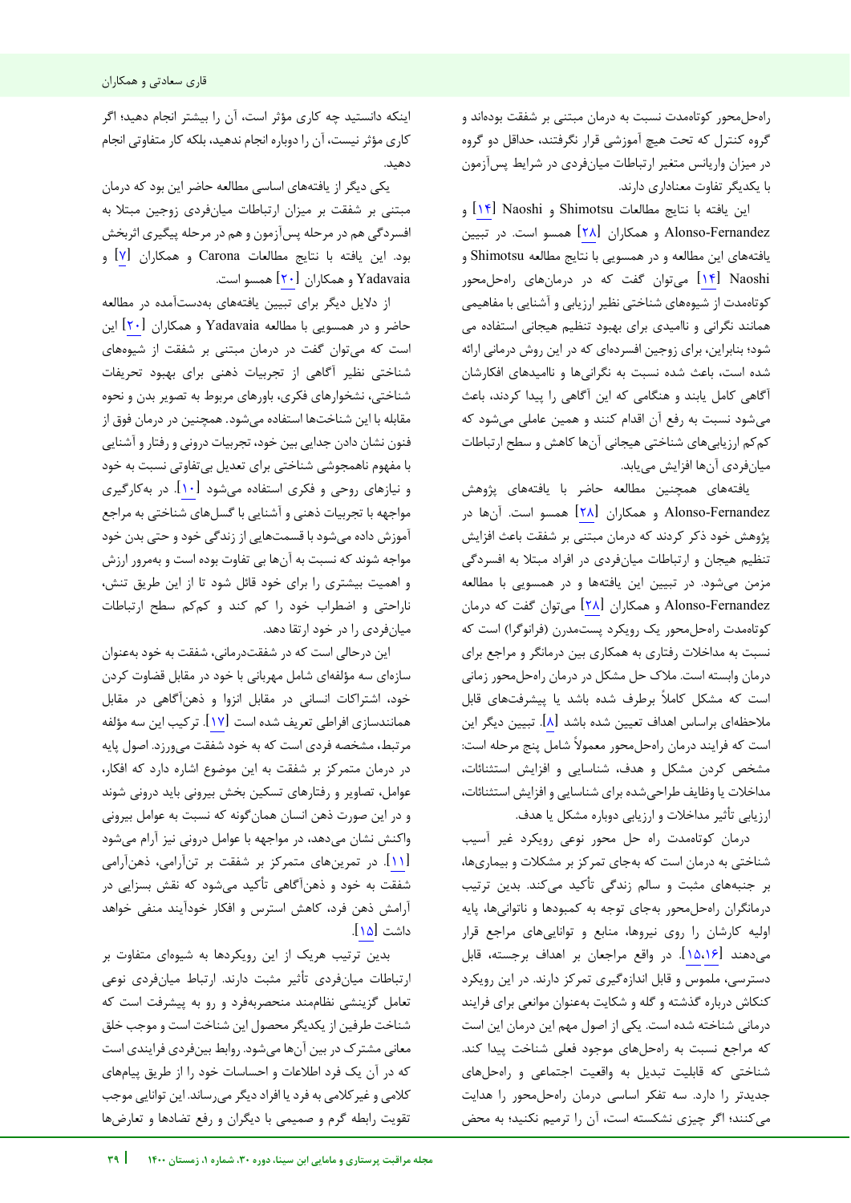راه‌حل‌محور کوتاه‌مدت نسبت به درمان مبتنی بر شفقت بوده‌اند و گروه کنترل که تحت هیچ آموزشی قرار نگرفتند، حداقل دو گروه در میزان واریانس متغیر ارتباطات میان‌فردی در شرایط پس‌آزمون با یکدیگر تفاوت معناداری دارند.

این یافته با نتایج مطالعات Shimotsu و Naoshi [۱۴] و Alonso-Fernandez و همکاران [۲۸] همسو است. در تبیین یافته‌های این مطالعه و در همسویی با نتایج مطالعه Shimotsu و Naoshi [۱۴] می‌توان گفت که در درمان‌های راه‌حل‌محور کوتاه‌مدت از شیوه‌های شناختی نظیر ارزیابی و آشنایی با مفاهیمی همانند نگرانی و ناامیدی برای بهبود تنظیم هیجانی استفاده می شود؛ بنابراین، برای زوجین افسرده‌ای که در این روش درمانی ارائه شده است، باعث شده نسبت به نگرانی‌ها و ناامیدی‌های افکارشان آگاهی کامل یابند و هنگامی که این آگاهی را پیدا کردند، باعث می‌شود نسبت به رفع آن اقدام کنند و همین عاملی می‌شود که کم‌کم ارزیابی‌های شناختی هیجانی آن‌ها کاهش و سطح ارتباطات میان‌فردی آن‌ها افزایش می‌یابد.

یافته‌های همچنین مطالعه حاضر با یافته‌های پژوهش Alonso-Fernandez و همکاران [۲۸] همسو است. آن‌ها در پژوهش خود ذکر کردند که درمان مبتنی بر شفقت باعث افزایش تنظیم هیجان و ارتباطات میان‌فردی در افراد مبتلا به افسردگی مزمن می‌شود. در تبیین این یافته‌ها و در همسویی با مطالعه Alonso-Fernandez و همکاران [۲۸] می‌توان گفت که درمان کوتاه‌مدت راه‌حل‌محور یک رویکرد پست‌مدرن (فرانوگرا) است که نسبت به مداخلات رفتاری به همکاری بین درمانگر و مراجع برای درمان وابسته است. ملاک حل مشکل در درمان راه‌حل‌محور زمانی است که مشکل کاملاً برطرف شده باشد یا پیشرفت‌های قابل ملاحظه‌ای براساس اهداف تعیین شده باشد [۸]. تبیین دیگر این است که فرایند درمان راه‌حل‌محور معمولاً شامل پنج مرحله است: مشخص کردن مشکل و هدف، شناسایی و افزایش استثنائات، مداخلات یا وظایف طراحی‌شده برای شناسایی و افزایش استثنائات، ارزیابی تأثیر مداخلات و ارزیابی دوباره مشکل یا هدف.

درمان کوتاه‌مدت راه حل محور نوعی رویکرد غیر آسیب شناختی به درمان است که به‌جای تمرکز بر مشکلات و بیماری‌ها، بر جنبه‌های مثبت و سالم زندگی تأکید می‌کند. بدین ترتیب درمانگران راه‌حل‌محور به‌جای توجه به کمبودها و ناتوانی‌ها، پایه اولیه کارشان را روی نیروها، منابع و توانایی‌های مراجع قرار می‌دهند [۱۵،۱۶]. در واقع مراجعان بر اهداف برجسته، قابل دسترسی، ملموس و قابل اندازه‌گیری تمرکز دارند. در این رویکرد کنکاش درباره گذشته و گله و شکایت به‌عنوان موانعی برای فرایند درمانی شناخته شده است. یکی از اصول مهم این درمان این است که مراجع نسبت به راه‌حل‌های موجود فعلی شناخت پیدا کند. شناختی که قابلیت تبدیل به واقعیت اجتماعی و راه‌حل‌های جدیدتر را دارد. سه تفکر اساسی درمان راه‌حل‌محور را هدایت می‌کنند؛ اگر چیزی نشکسته است، آن را ترمیم نکنید؛ به محض اینکه دانستید چه کاری مؤثر است، آن را بیشتر انجام دهید؛ اگر کاری مؤثر نیست، آن را دوباره انجام ندهید، بلکه کار متفاوتی انجام دهید.

یکی دیگر از یافته‌های اساسی مطالعه حاضر این بود که درمان مبتنی بر شفقت بر میزان ارتباطات میان‌فردی زوجین مبتلا به افسردگی هم در مرحله پس‌آزمون و هم در مرحله پیگیری اثربخش بود. این یافته با نتایج مطالعات Carona و همکاران [۷] و Yadavaia و همکاران [۲۰] همسو است.

از دلایل دیگر برای تبیین یافته‌های به‌دست‌آمده در مطالعه حاضر و در همسویی با مطالعه Yadavaia و همکاران [۲۰] این است که می‌توان گفت در درمان مبتنی بر شفقت از شیوه‌های شناختی نظیر آگاهی از تجربیات ذهنی برای بهبود تحریفات شناختی، نشخوارهای فکری، باورهای مربوط به تصویر بدن و نحوه مقابله با این شناخت‌ها استفاده می‌شود. همچنین در درمان فوق از فنون نشان دادن جدایی بین خود، تجربیات درونی و رفتار و آشنایی با مفهوم ناهمجوشی شناختی برای تعدیل بی‌تفاوتی نسبت به خود و نیازهای روحی و فکری استفاده می‌شود [۱۰]. در به‌کارگیری مواجهه با تجربیات ذهنی و آشنایی با گسل‌های شناختی به مراجع آموزش داده می‌شود با قسمت‌هایی از زندگی خود و حتی بدن خود مواجه شوند که نسبت به آن‌ها بی تفاوت بوده است و به‌مرور ارزش و اهمیت بیشتری را برای خود قائل شود تا از این طریق تنش، ناراحتی و اضطراب خود را کم کند و کم‌کم سطح ارتباطات میان‌فردی را در خود ارتقا دهد.

این درحالی است که در شفقت‌درمانی، شفقت به خود به‌عنوان سازه‌ای سه مؤلفه‌ای شامل مهربانی با خود در مقابل قضاوت کردن خود، اشتراکات انسانی در مقابل انزوا و ذهن‌آگاهی در مقابل همانندسازی افراطی تعریف شده است [۱۷]. ترکیب این سه مؤلفه مرتبط، مشخصه فردی است که به خود شفقت می‌ورزد. اصول پایه در درمان متمرکز بر شفقت به این موضوع اشاره دارد که افکار، عوامل، تصاویر و رفتارهای تسکین بخش بیرونی باید درونی شوند و در این صورت ذهن انسان همان‌گونه که نسبت به عوامل بیرونی واکنش نشان می‌دهد، در مواجهه با عوامل درونی نیز آرام می‌شود [۱۱]. در تمرین‌های متمرکز بر شفقت بر تن‌آرامی، ذهن‌آرامی شفقت به خود و ذهن‌آگاهی تأکید می‌شود که نقش بسزایی در آرامش ذهن فرد، کاهش استرس و افکار خودآیند منفی خواهد داشت [۱۵].

بدین ترتیب هریک از این رویکردها به شیوه‌ای متفاوت بر ارتباطات میان‌فردی تأثیر مثبت دارند. ارتباط میان‌فردی نوعی تعامل گزینشی نظام‌مند منحصربه‌فرد و رو به پیشرفت است که شناخت طرفین از یکدیگر محصول این شناخت است و موجب خلق معانی مشترک در بین آن‌ها می‌شود. روابط بین‌فردی فرایندی است که در آن یک فرد اطلاعات و احساسات خود را از طریق پیام‌های کلامی و غیرکلامی به فرد یا افراد دیگر می‌رساند. این توانایی موجب تقویت رابطه گرم و صمیمی با دیگران و رفع تضادها و تعارض‌ها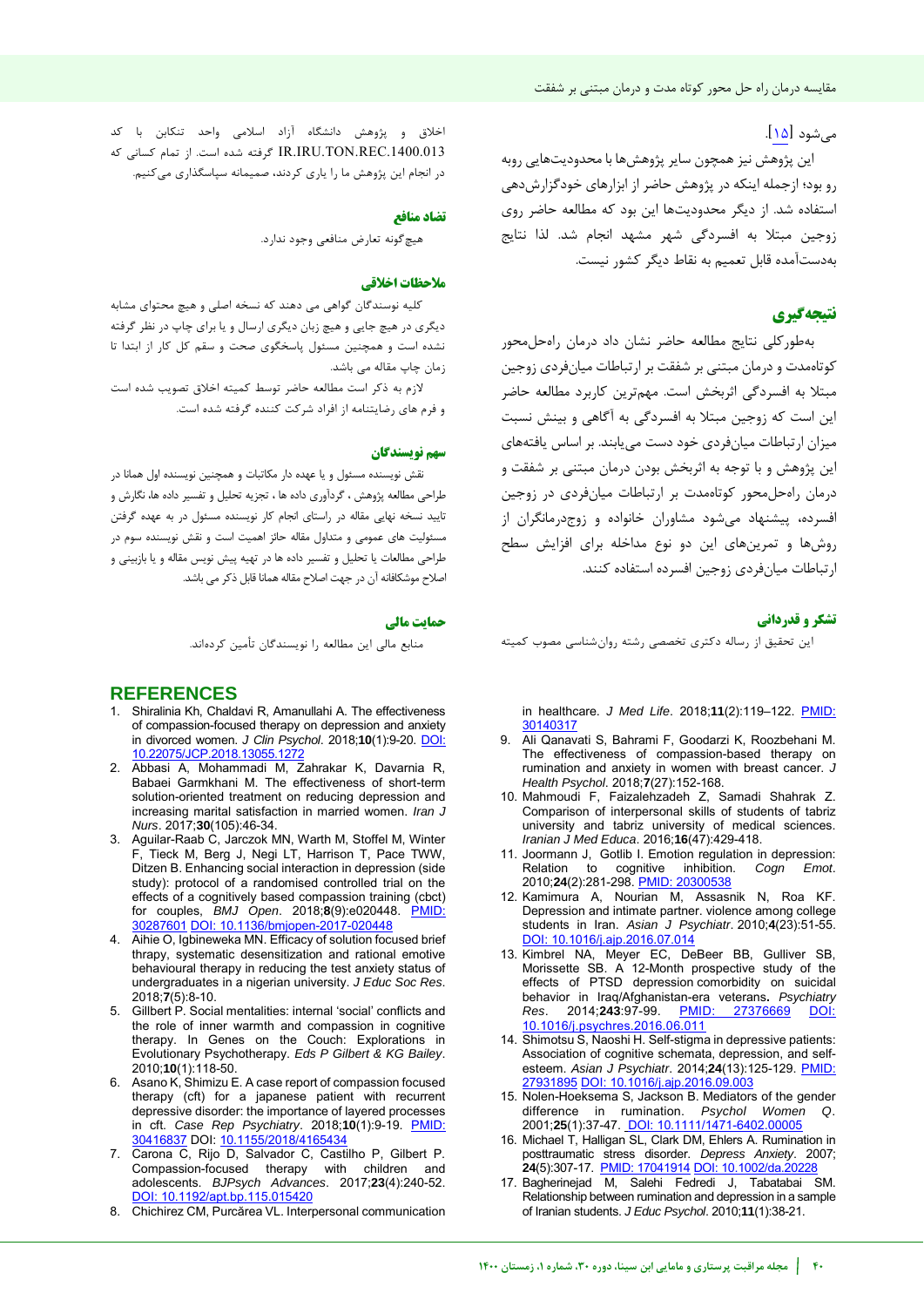می‌شود [۱۵].

این پژوهش نیز همچون سایر پژوهش‌ها با محدودیت‌هایی روبه رو بود؛ ازجمله اینکه در پژوهش حاضر از ابزارهای خودگزارش‌دهی استفاده شد. از دیگر محدودیت‌ها این بود که مطالعه حاضر روی زوجین مبتلا به افسردگی شهر مشهد انجام شد. لذا نتایج به‌دست‌آمده قابل تعمیم به نقاط دیگر کشور نیست.

## نتیجه‌گیری

به‌طورکلی نتایج مطالعه حاضر نشان داد درمان راه‌حل‌محور کوتاه‌مدت و درمان مبتنی بر شفقت بر ارتباطات میان‌فردی زوجین مبتلا به افسردگی اثربخش است. مهم‌ترین کاربرد مطالعه حاضر این است که زوجین مبتلا به افسردگی به آگاهی و بینش نسبت میزان ارتباطات میان‌فردی خود دست می‌یابند. بر اساس یافته‌های این پژوهش و با توجه به اثربخش بودن درمان مبتنی بر شفقت و درمان راه‌حل‌محور کوتاه‌مدت بر ارتباطات میان‌فردی در زوجین افسرده، پیشنهاد می‌شود مشاوران خانواده و زوج‌درمانگران از روش‌ها و تمرین‌های این دو نوع مداخله برای افزایش سطح ارتباطات میان‌فردی زوجین افسرده استفاده کنند.

## تشکر و قدردانی

این تحقیق از رساله دکتری تخصصی رشته روان‌شناسی مصوب کمیته اخلاق و پژوهش دانشگاه آزاد اسلامی واحد تنکابن با کد IR.IRU.TON.REC.1400.013 گرفته شده است. از تمام کسانی که در انجام این پژوهش ما را یاری کردند، صمیمانه سپاسگذاری می‌کنیم.

## تضاد منافع

هیچ‌گونه تعارض منافعی وجود ندارد.

## ملاحظات اخلاقی

کلیه نوسندگان گواهی می دهند که نسخه اصلی و هیچ محتوای مشابه دیگری در هیچ جایی و هیچ زبان دیگری ارسال و یا برای چاپ در نظر گرفته نشده است و همچنین مسئول پاسخگوی صحت و سقم کل کار از ابتدا تا زمان چاپ مقاله می باشد.

لازم به ذکر است مطالعه حاضر توسط کمیته اخلاق تصویب شده است و فرم های رضایتنامه از افراد شرکت کننده گرفته شده است.

## سهم نویسندگان

نقش نویسنده مسئول و یا عهده دار مکاتبات و همچنین نویسنده اول همانا در طراحی مطالعه پژوهش ، گردآوری داده ها ، تجزیه تحلیل و تفسیر داده ها، نگارش و تایید نسخه نهایی مقاله در راستای انجام کار نویسنده مسئول در به عهده گرفتن مسئولیت های عمومی و متداول مقاله حائز اهمیت است و نقش نویسنده سوم در طراحی مطالعات یا تحلیل و تفسیر داده ها در تهیه پیش نویس مقاله و یا بازبینی و اصلاح موشکافانه آن در جهت اصلاح مقاله همانا قابل ذکر می باشد.

## حمایت مالی

منابع مالی این مطالعه را نویسندگان تأمین کرده‌اند.

## REFERENCES

1. Shiralinia Kh, Chaldavi R, Amanullahi A. The effectiveness of compassion-focused therapy on depression and anxiety in divorced women. *J Clin Psychol*. 2018;**10**(1):9-20. DOI: 10.22075/JCP.2018.13055.1272
2. Abbasi A, Mohammadi M, Zahrakar K, Davarnia R, Babaei Garmkhani M. The effectiveness of short-term solution-oriented treatment on reducing depression and increasing marital satisfaction in married women. *Iran J Nurs*. 2017;**30**(105):46-34.
3. Aguilar-Raab C, Jarczok MN, Warth M, Stoffel M, Winter F, Tieck M, Berg J, Negi LT, Harrison T, Pace TWW, Ditzen B. Enhancing social interaction in depression (side study): protocol of a randomised controlled trial on the effects of a cognitively based compassion training (cbct) for couples, *BMJ Open*. 2018;**8**(9):e020448. PMID: 30287601 DOI: 10.1136/bmjopen-2017-020448
4. Aihie O, Igbineweka MN. Efficacy of solution focused brief thrapy, systematic desensitization and rational emotive behavioural therapy in reducing the test anxiety status of undergraduates in a nigerian university. *J Educ Soc Res*. 2018;**7**(5):8-10.
5. Gillbert P. Social mentalities: internal 'social' conflicts and the role of inner warmth and compassion in cognitive therapy. In Genes on the Couch: Explorations in Evolutionary Psychotherapy. *Eds P Gilbert & KG Bailey*. 2010;**10**(1):118-50.
6. Asano K, Shimizu E. A case report of compassion focused therapy (cft) for a japanese patient with recurrent depressive disorder: the importance of layered processes in cft. *Case Rep Psychiatry*. 2018;**10**(1):9-19. PMID: 30416837 DOI: 10.1155/2018/4165434
7. Carona C, Rijo D, Salvador C, Castilho P, Gilbert P. Compassion-focused therapy with children and adolescents. *BJPsych Advances*. 2017;**23**(4):240-52. DOI: 10.1192/apt.bp.115.015420
8. Chichirez CM, Purcărea VL. Interpersonal communication in healthcare. *J Med Life*. 2018;**11**(2):119–122. PMID: 30140317
9. Ali Qanavati S, Bahrami F, Goodarzi K, Roozbehani M. The effectiveness of compassion-based therapy on rumination and anxiety in women with breast cancer. *J Health Psychol*. 2018;**7**(27):152-168.
10. Mahmoudi F, Faizalehzadeh Z, Samadi Shahrak Z. Comparison of interpersonal skills of students of tabriz university and tabriz university of medical sciences. *Iranian J Med Educa*. 2016;**16**(47):429-418.
11. Joormann J, Gotlib I. Emotion regulation in depression: Relation to cognitive inhibition. *Cogn Emot*. 2010;**24**(2):281-298. PMID: 20300538
12. Kamimura A, Nourian M, Assasnik N, Roa KF. Depression and intimate partner. violence among college students in Iran. *Asian J Psychiatr*. 2010;**4**(23):51-55. DOI: 10.1016/j.ajp.2016.07.014
13. Kimbrel NA, Meyer EC, DeBeer BB, Gulliver SB, Morissette SB. A 12-Month prospective study of the effects of PTSD depression comorbidity on suicidal behavior in Iraq/Afghanistan-era veterans**.** *Psychiatry Res*. 2014;**243**:97-99. PMID: 27376669 DOI: 10.1016/j.psychres.2016.06.011
14. Shimotsu S, Naoshi H. Self-stigma in depressive patients: Association of cognitive schemata, depression, and self-esteem. *Asian J Psychiatr*. 2014;**24**(13):125-129. PMID: 27931895 DOI: 10.1016/j.ajp.2016.09.003
15. Nolen-Hoeksema S, Jackson B. Mediators of the gender difference in rumination. *Psychol Women Q*. 2001;**25**(1):37-47. DOI: 10.1111/1471-6402.00005
16. Michael T, Halligan SL, Clark DM, Ehlers A. Rumination in posttraumatic stress disorder. *Depress Anxiety*. 2007;**24**(5):307-17. PMID: 17041914 DOI: 10.1002/da.20228
17. Bagherinejad M, Salehi Fedredi J, Tabatabai SM. Relationship between rumination and depression in a sample of Iranian students. *J Educ Psychol*. 2010;**11**(1):38-21.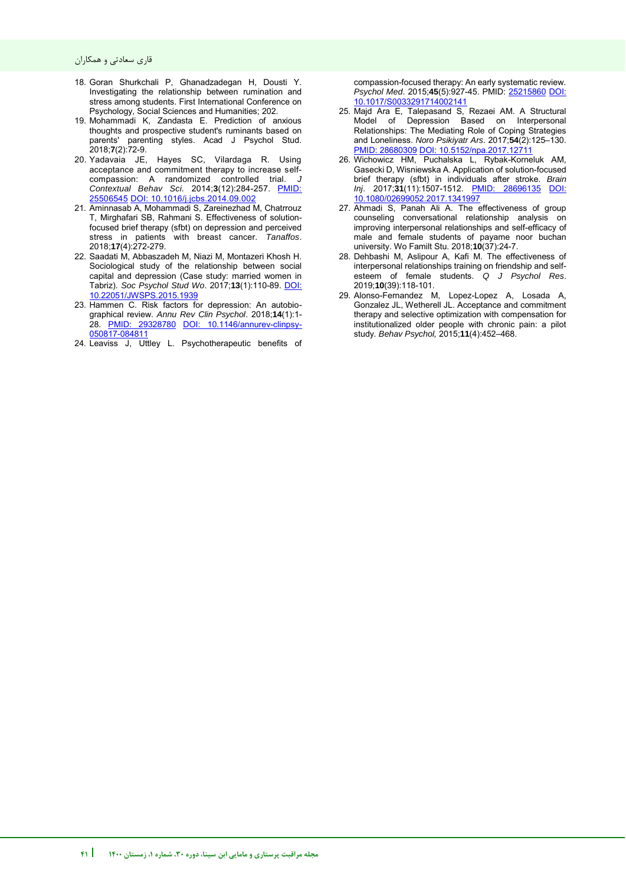18. Goran Shurkchali P, Ghanadzadegan H, Dousti Y. Investigating the relationship between rumination and stress among students. First International Conference on Psychology, Social Sciences and Humanities; 202.
19. Mohammadi K, Zandasta E. Prediction of anxious thoughts and prospective student's ruminants based on parents' parenting styles. Acad J Psychol Stud. 2018;**7**(2):72-9.
20. Yadavaia JE, Hayes SC, Vilardaga R. Using acceptance and commitment therapy to increase self-compassion: A randomized controlled trial. *J Contextual Behav Sci*. 2014;**3**(12):284-257. PMID: 25506545 DOI: 10.1016/j.jcbs.2014.09.002
21. Aminnasab A, Mohammadi S, Zareinezhad M, Chatrrouz T, Mirghafari SB, Rahmani S. Effectiveness of solution-focused brief therapy (sfbt) on depression and perceived stress in patients with breast cancer. *Tanaffos*. 2018;**17**(4):272-279.
22. Saadati M, Abbaszadeh M, Niazi M, Montazeri Khosh H. Sociological study of the relationship between social capital and depression (Case study: married women in Tabriz). *Soc Psychol Stud Wo*. 2017;**13**(1):110-89. DOI: 10.22051/JWSPS.2015.1939
23. Hammen C. Risk factors for depression: An autobiographical review. *Annu Rev Clin Psychol*. 2018;**14**(1):1-28. PMID: 29328780 DOI: 10.1146/annurev-clinpsy-050817-084811
24. Leaviss J, Uttley L. Psychotherapeutic benefits of compassion-focused therapy: An early systematic review. *Psychol Med*. 2015;**45**(5):927-45. PMID: 25215860 DOI: 10.1017/S0033291714002141
25. Majd Ara E, Talepasand S, Rezaei AM. A Structural Model of Depression Based on Interpersonal Relationships: The Mediating Role of Coping Strategies and Loneliness. *Noro Psikiyatr Ars*. 2017;**54**(2):125–130. PMID: 28680309 DOI: 10.5152/npa.2017.12711
26. Wichowicz HM, Puchalska L, Rybak-Korneluk AM, Gasecki D, Wisniewska A. Application of solution-focused brief therapy (sfbt) in individuals after stroke. *Brain Inj*. 2017;**31**(11):1507-1512. PMID: 28696135 DOI: 10.1080/02699052.2017.1341997
27. Ahmadi S, Panah Ali A. The effectiveness of group counseling conversational relationship analysis on improving interpersonal relationships and self-efficacy of male and female students of payame noor buchan university. Wo Famlt Stu. 2018;**10**(37):24-7.
28. Dehbashi M, Aslipour A, Kafi M. The effectiveness of interpersonal relationships training on friendship and self-esteem of female students. *Q J Psychol Res*. 2019;**10**(39):118-101.
29. Alonso-Fernandez M, Lopez-Lopez A, Losada A, Gonzalez JL, Wetherell JL. Acceptance and commitment therapy and selective optimization with compensation for institutionalized older people with chronic pain: a pilot study. *Behav Psychol,* 2015;**11**(4):452–468.